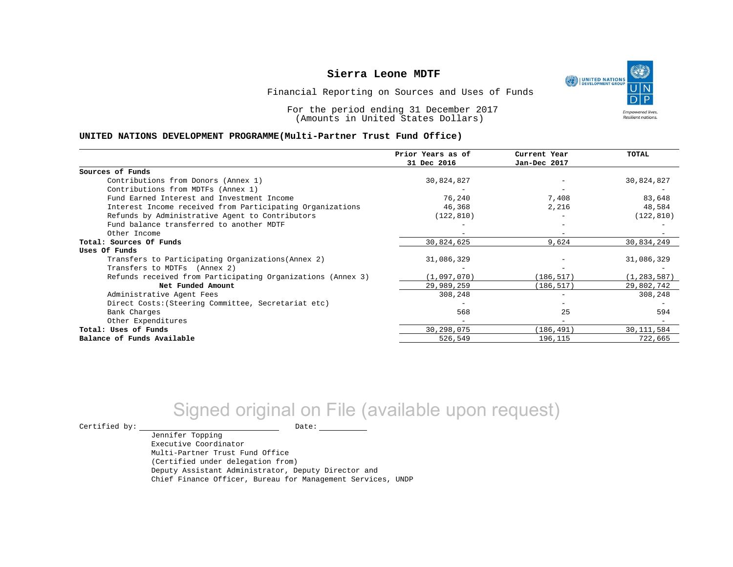# Sierra Leone MDTF

Financial Reporting on Sources and Uses of Funds

For the period ending 31 December 2017
(Amounts in United States Dollars)

**UNITED NATIONS DEVELOPMENT PROGRAMME(Multi-Partner Trust Fund Office)**

| | Prior Years as of 31 Dec 2016 | Current Year Jan-Dec 2017 | TOTAL |
|---|---|---|---|
| **Sources of Funds** | | | |
| Contributions from Donors (Annex 1) | 30,824,827 | - | 30,824,827 |
| Contributions from MDTFs (Annex 1) | - | - | - |
| Fund Earned Interest and Investment Income | 76,240 | 7,408 | 83,648 |
| Interest Income received from Participating Organizations | 46,368 | 2,216 | 48,584 |
| Refunds by Administrative Agent to Contributors | (122,810) | - | (122,810) |
| Fund balance transferred to another MDTF | - | - | - |
| Other Income | - | - | - |
| **Total: Sources Of Funds** | 30,824,625 | 9,624 | 30,834,249 |
| **Uses Of Funds** | | | |
| Transfers to Participating Organizations(Annex 2) | 31,086,329 | - | 31,086,329 |
| Transfers to MDTFs (Annex 2) | - | - | - |
| Refunds received from Participating Organizations (Annex 3) | (1,097,070) | (186,517) | (1,283,587) |
| **Net Funded Amount** | 29,989,259 | (186,517) | 29,802,742 |
| Administrative Agent Fees | 308,248 | - | 308,248 |
| Direct Costs:(Steering Committee, Secretariat etc) | - | - | - |
| Bank Charges | 568 | 25 | 594 |
| Other Expenditures | - | - | - |
| **Total: Uses of Funds** | 30,298,075 | (186,491) | 30,111,584 |
| **Balance of Funds Available** | 526,549 | 196,115 | 722,665 |

Signed original on File (available upon request)

Certified by: ____________________ Date: __________

Jennifer Topping
Executive Coordinator
Multi-Partner Trust Fund Office
(Certified under delegation from)
Deputy Assistant Administrator, Deputy Director and
Chief Finance Officer, Bureau for Management Services, UNDP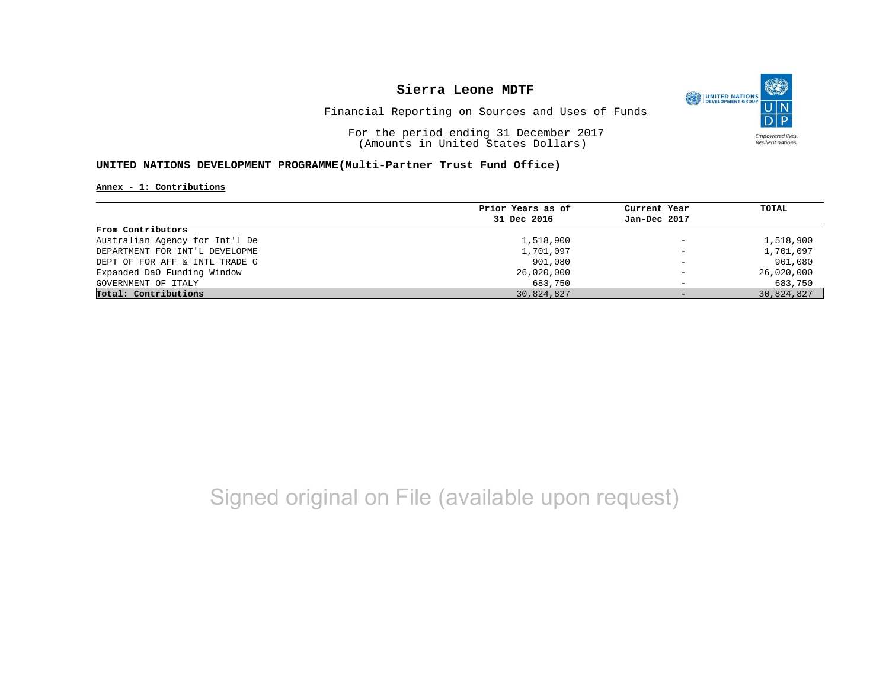# Sierra Leone MDTF

Financial Reporting on Sources and Uses of Funds

For the period ending 31 December 2017
(Amounts in United States Dollars)

## UNITED NATIONS DEVELOPMENT PROGRAMME(Multi-Partner Trust Fund Office)

**Annex - 1: Contributions**

| | Prior Years as of 31 Dec 2016 | Current Year Jan-Dec 2017 | TOTAL |
|---|---|---|---|
| **From Contributors** | | | |
| Australian Agency for Int'l De | 1,518,900 | - | 1,518,900 |
| DEPARTMENT FOR INT'L DEVELOPME | 1,701,097 | - | 1,701,097 |
| DEPT OF FOR AFF & INTL TRADE G | 901,080 | - | 901,080 |
| Expanded DaO Funding Window | 26,020,000 | - | 26,020,000 |
| GOVERNMENT OF ITALY | 683,750 | - | 683,750 |
| **Total: Contributions** | 30,824,827 | - | 30,824,827 |

Signed original on File (available upon request)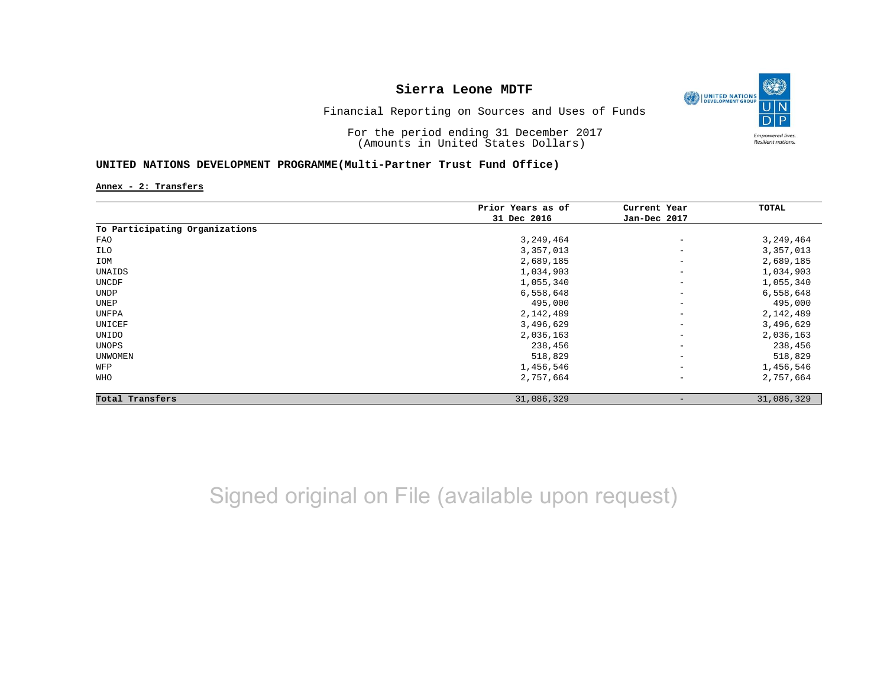# Sierra Leone MDTF

Financial Reporting on Sources and Uses of Funds

For the period ending 31 December 2017
(Amounts in United States Dollars)

**UNITED NATIONS DEVELOPMENT PROGRAMME(Multi-Partner Trust Fund Office)**

**Annex - 2: Transfers**

| | Prior Years as of 31 Dec 2016 | Current Year Jan-Dec 2017 | TOTAL |
|---|---|---|---|
| **To Participating Organizations** | | | |
| FAO | 3,249,464 | - | 3,249,464 |
| ILO | 3,357,013 | - | 3,357,013 |
| IOM | 2,689,185 | - | 2,689,185 |
| UNAIDS | 1,034,903 | - | 1,034,903 |
| UNCDF | 1,055,340 | - | 1,055,340 |
| UNDP | 6,558,648 | - | 6,558,648 |
| UNEP | 495,000 | - | 495,000 |
| UNFPA | 2,142,489 | - | 2,142,489 |
| UNICEF | 3,496,629 | - | 3,496,629 |
| UNIDO | 2,036,163 | - | 2,036,163 |
| UNOPS | 238,456 | - | 238,456 |
| UNWOMEN | 518,829 | - | 518,829 |
| WFP | 1,456,546 | - | 1,456,546 |
| WHO | 2,757,664 | - | 2,757,664 |
| **Total Transfers** | 31,086,329 | - | 31,086,329 |

Signed original on File (available upon request)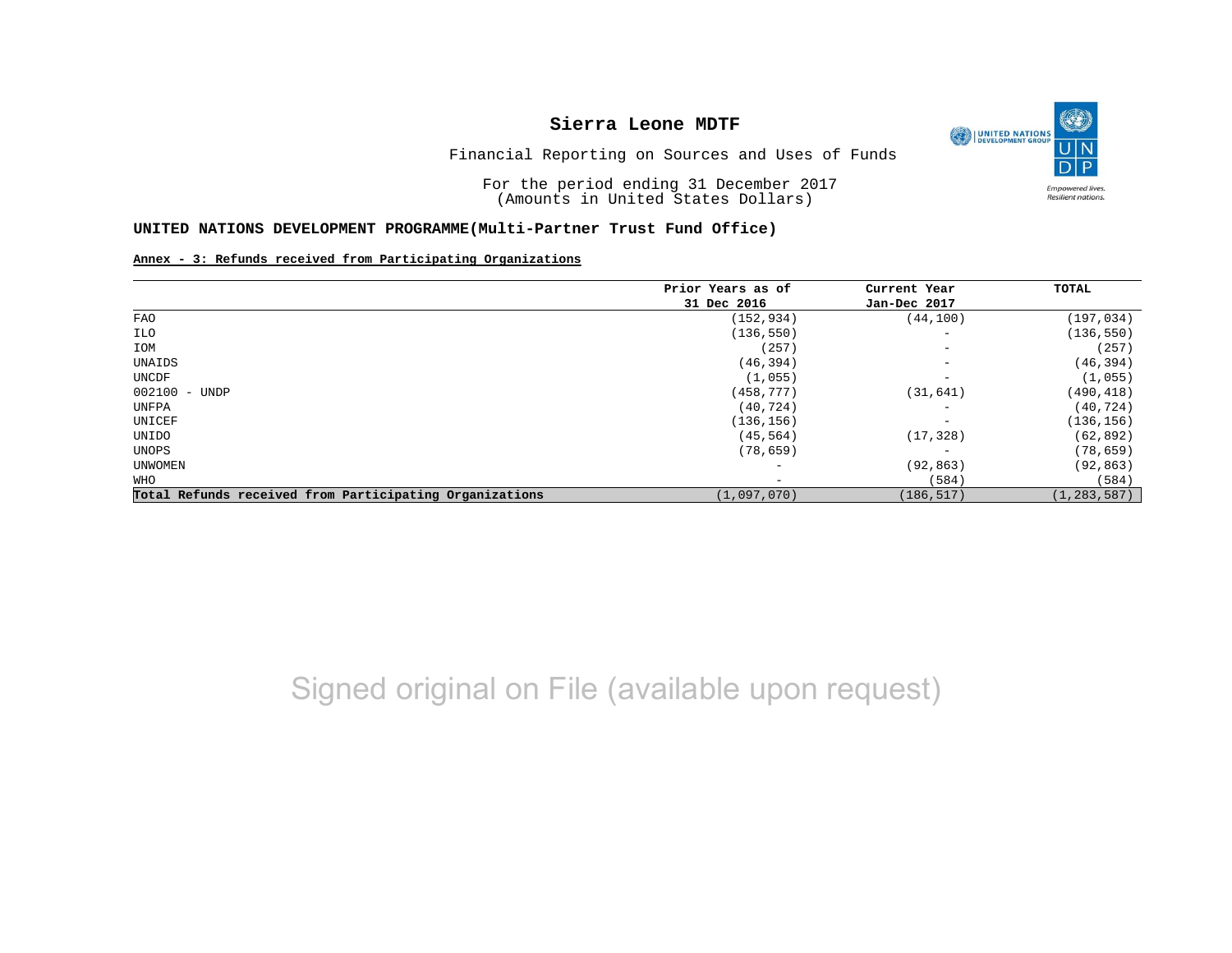# Sierra Leone MDTF

Financial Reporting on Sources and Uses of Funds

For the period ending 31 December 2017
(Amounts in United States Dollars)

**UNITED NATIONS DEVELOPMENT PROGRAMME(Multi-Partner Trust Fund Office)**

**Annex - 3: Refunds received from Participating Organizations**

| | Prior Years as of 31 Dec 2016 | Current Year Jan-Dec 2017 | TOTAL |
|---|---|---|---|
| FAO | (152,934) | (44,100) | (197,034) |
| ILO | (136,550) | - | (136,550) |
| IOM | (257) | - | (257) |
| UNAIDS | (46,394) | - | (46,394) |
| UNCDF | (1,055) | - | (1,055) |
| 002100 - UNDP | (458,777) | (31,641) | (490,418) |
| UNFPA | (40,724) | - | (40,724) |
| UNICEF | (136,156) | - | (136,156) |
| UNIDO | (45,564) | (17,328) | (62,892) |
| UNOPS | (78,659) | - | (78,659) |
| UNWOMEN | - | (92,863) | (92,863) |
| WHO | - | (584) | (584) |
| **Total Refunds received from Participating Organizations** | (1,097,070) | (186,517) | (1,283,587) |

Signed original on File (available upon request)